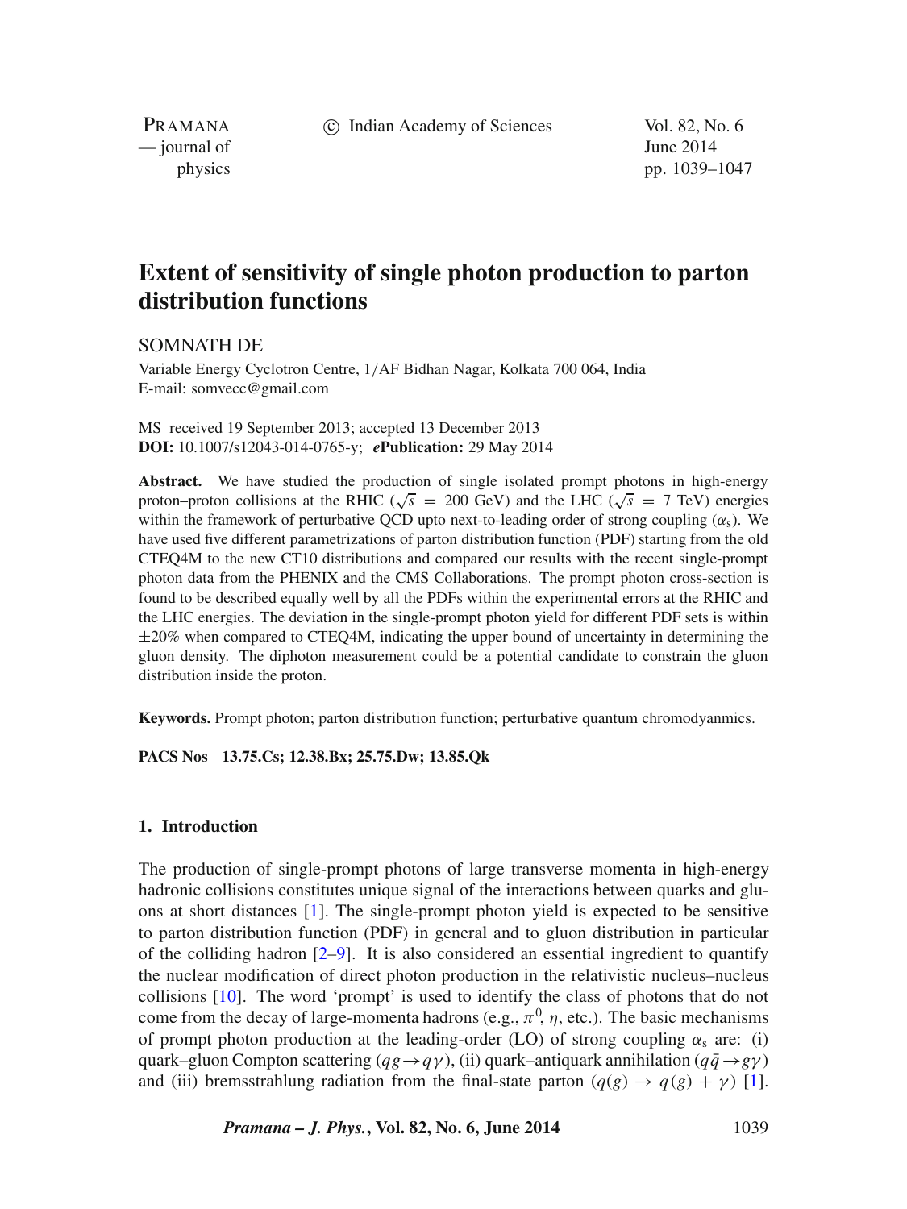# Extent of sensitivity of single photon production to parton distribution functions

SOMNATH DE

Variable Energy Cyclotron Centre, 1/AF Bidhan Nagar, Kolkata 700 064, India
E-mail: somvecc@gmail.com

MS received 19 September 2013; accepted 13 December 2013
**DOI:** 10.1007/s12043-014-0765-y; ***e*Publication:** 29 May 2014

**Abstract.** We have studied the production of single isolated prompt photons in high-energy proton–proton collisions at the RHIC ($\sqrt{s}$ = 200 GeV) and the LHC ($\sqrt{s}$ = 7 TeV) energies within the framework of perturbative QCD upto next-to-leading order of strong coupling ($\alpha_s$). We have used five different parametrizations of parton distribution function (PDF) starting from the old CTEQ4M to the new CT10 distributions and compared our results with the recent single-prompt photon data from the PHENIX and the CMS Collaborations. The prompt photon cross-section is found to be described equally well by all the PDFs within the experimental errors at the RHIC and the LHC energies. The deviation in the single-prompt photon yield for different PDF sets is within ±20% when compared to CTEQ4M, indicating the upper bound of uncertainty in determining the gluon density. The diphoton measurement could be a potential candidate to constrain the gluon distribution inside the proton.

**Keywords.** Prompt photon; parton distribution function; perturbative quantum chromodyanmics.

**PACS Nos** 13.75.Cs; 12.38.Bx; 25.75.Dw; 13.85.Qk

## 1. Introduction

The production of single-prompt photons of large transverse momenta in high-energy hadronic collisions constitutes unique signal of the interactions between quarks and gluons at short distances [1]. The single-prompt photon yield is expected to be sensitive to parton distribution function (PDF) in general and to gluon distribution in particular of the colliding hadron [2–9]. It is also considered an essential ingredient to quantify the nuclear modification of direct photon production in the relativistic nucleus–nucleus collisions [10]. The word 'prompt' is used to identify the class of photons that do not come from the decay of large-momenta hadrons (e.g., $\pi^0$, $\eta$, etc.). The basic mechanisms of prompt photon production at the leading-order (LO) of strong coupling $\alpha_s$ are: (i) quark–gluon Compton scattering ($qg \rightarrow q\gamma$), (ii) quark–antiquark annihilation ($q\bar{q} \rightarrow g\gamma$) and (iii) bremsstrahlung radiation from the final-state parton ($q(g) \rightarrow q(g) + \gamma$) [1].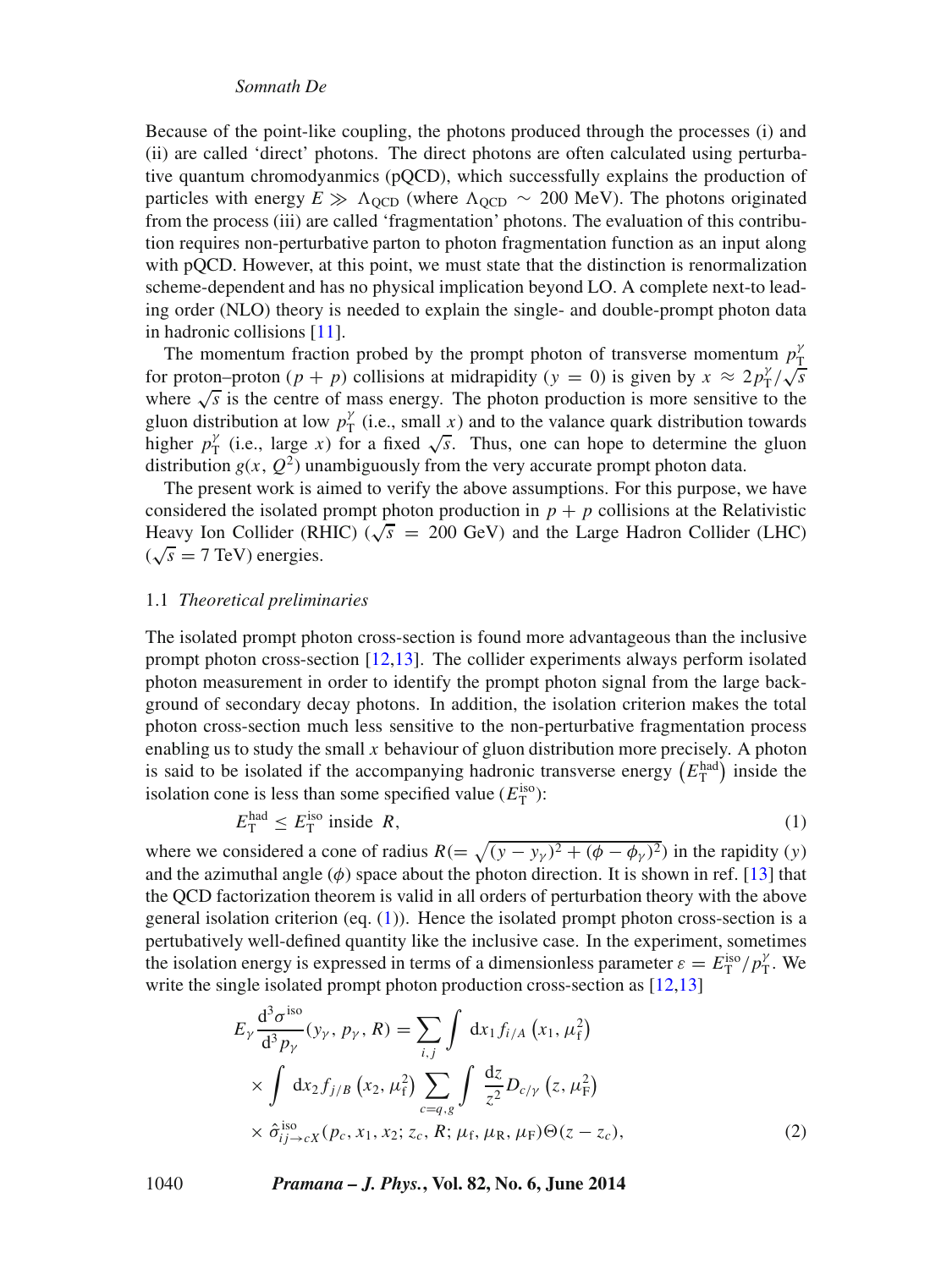Because of the point-like coupling, the photons produced through the processes (i) and (ii) are called 'direct' photons. The direct photons are often calculated using perturbative quantum chromodyanmics (pQCD), which successfully explains the production of particles with energy $E \gg \Lambda_{\rm QCD}$ (where $\Lambda_{\rm QCD} \sim 200$ MeV). The photons originated from the process (iii) are called 'fragmentation' photons. The evaluation of this contribution requires non-perturbative parton to photon fragmentation function as an input along with pQCD. However, at this point, we must state that the distinction is renormalization scheme-dependent and has no physical implication beyond LO. A complete next-to leading order (NLO) theory is needed to explain the single- and double-prompt photon data in hadronic collisions [11].

The momentum fraction probed by the prompt photon of transverse momentum $p_{\rm T}^{\gamma}$ for proton–proton ($p + p$) collisions at midrapidity ($y = 0$) is given by $x \approx 2p_{\rm T}^{\gamma}/\sqrt{s}$ where $\sqrt{s}$ is the centre of mass energy. The photon production is more sensitive to the gluon distribution at low $p_{\rm T}^{\gamma}$ (i.e., small $x$) and to the valance quark distribution towards higher $p_{\rm T}^{\gamma}$ (i.e., large $x$) for a fixed $\sqrt{s}$. Thus, one can hope to determine the gluon distribution $g(x, Q^2)$ unambiguously from the very accurate prompt photon data.

The present work is aimed to verify the above assumptions. For this purpose, we have considered the isolated prompt photon production in $p + p$ collisions at the Relativistic Heavy Ion Collider (RHIC) ($\sqrt{s} = 200$ GeV) and the Large Hadron Collider (LHC) ($\sqrt{s} = 7$ TeV) energies.

### 1.1 *Theoretical preliminaries*

The isolated prompt photon cross-section is found more advantageous than the inclusive prompt photon cross-section [12,13]. The collider experiments always perform isolated photon measurement in order to identify the prompt photon signal from the large background of secondary decay photons. In addition, the isolation criterion makes the total photon cross-section much less sensitive to the non-perturbative fragmentation process enabling us to study the small $x$ behaviour of gluon distribution more precisely. A photon is said to be isolated if the accompanying hadronic transverse energy $\left(E_{\rm T}^{\rm had}\right)$ inside the isolation cone is less than some specified value ($E_{\rm T}^{\rm iso}$):

$$E_{\rm T}^{\rm had} \leq E_{\rm T}^{\rm iso} \text{ inside } R, \tag{1}$$

where we considered a cone of radius $R (= \sqrt{(y - y_\gamma)^2 + (\phi - \phi_\gamma)^2})$ in the rapidity ($y$) and the azimuthal angle ($\phi$) space about the photon direction. It is shown in ref. [13] that the QCD factorization theorem is valid in all orders of perturbation theory with the above general isolation criterion (eq. (1)). Hence the isolated prompt photon cross-section is a pertubatively well-defined quantity like the inclusive case. In the experiment, sometimes the isolation energy is expressed in terms of a dimensionless parameter $\varepsilon = E_{\rm T}^{\rm iso}/p_{\rm T}^{\gamma}$. We write the single isolated prompt photon production cross-section as [12,13]

$$\begin{aligned}
E_\gamma \frac{\mathrm{d}^3\sigma^{\rm iso}}{\mathrm{d}^3 p_\gamma}(y_\gamma, p_\gamma, R) &= \sum_{i,j} \int \mathrm{d}x_1 f_{i/A}\left(x_1, \mu_{\rm f}^2\right) \\
&\times \int \mathrm{d}x_2 f_{j/B}\left(x_2, \mu_{\rm f}^2\right) \sum_{c=q,g} \int \frac{\mathrm{d}z}{z^2} D_{c/\gamma}\left(z, \mu_{\rm F}^2\right) \\
&\times \hat{\sigma}_{ij \to cX}^{\rm iso}(p_c, x_1, x_2; z_c, R; \mu_{\rm f}, \mu_{\rm R}, \mu_{\rm F}) \Theta(z - z_c),
\end{aligned} \tag{2}$$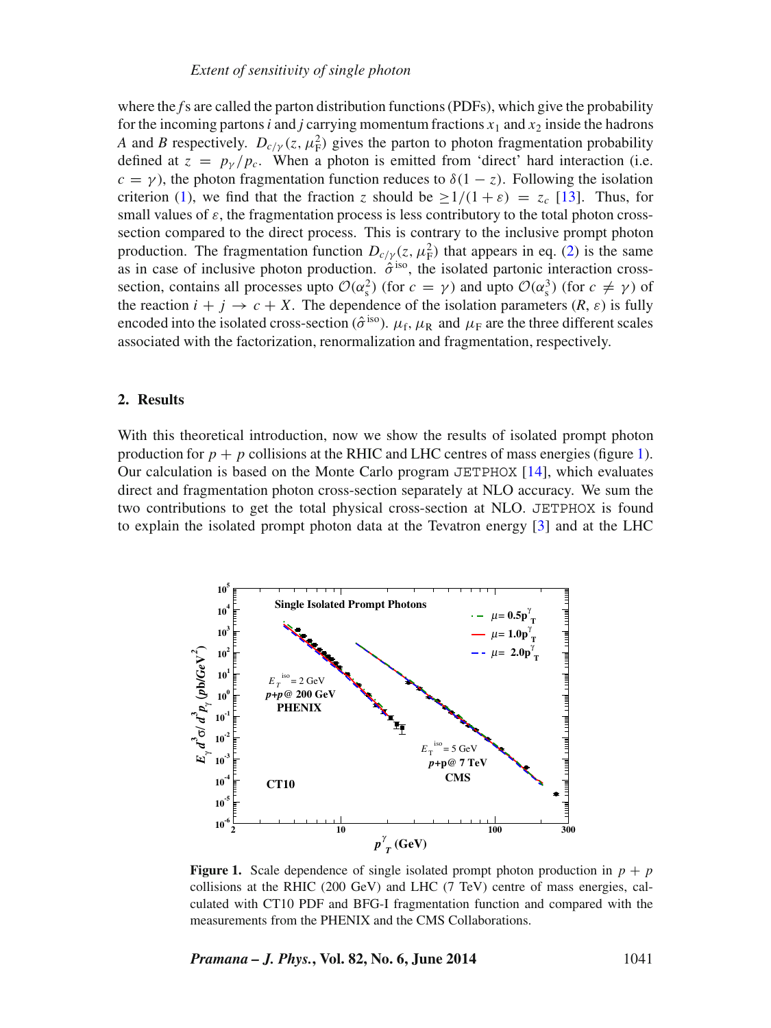where the $f$s are called the parton distribution functions (PDFs), which give the probability for the incoming partons $i$ and $j$ carrying momentum fractions $x_1$ and $x_2$ inside the hadrons $A$ and $B$ respectively. $D_{c/\gamma}(z, \mu_F^2)$ gives the parton to photon fragmentation probability defined at $z = p_\gamma / p_c$. When a photon is emitted from 'direct' hard interaction (i.e. $c = \gamma$), the photon fragmentation function reduces to $\delta(1 - z)$. Following the isolation criterion (1), we find that the fraction $z$ should be $\geq 1/(1 + \varepsilon) = z_c$ [13]. Thus, for small values of $\varepsilon$, the fragmentation process is less contributory to the total photon cross-section compared to the direct process. This is contrary to the inclusive prompt photon production. The fragmentation function $D_{c/\gamma}(z, \mu_F^2)$ that appears in eq. (2) is the same as in case of inclusive photon production. $\hat{\sigma}^{\text{iso}}$, the isolated partonic interaction cross-section, contains all processes upto $\mathcal{O}(\alpha_s^2)$ (for $c = \gamma$) and upto $\mathcal{O}(\alpha_s^3)$ (for $c \neq \gamma$) of the reaction $i + j \rightarrow c + X$. The dependence of the isolation parameters $(R, \varepsilon)$ is fully encoded into the isolated cross-section ($\hat{\sigma}^{\text{iso}}$). $\mu_f$, $\mu_R$ and $\mu_F$ are the three different scales associated with the factorization, renormalization and fragmentation, respectively.

## 2. Results

With this theoretical introduction, now we show the results of isolated prompt photon production for $p + p$ collisions at the RHIC and LHC centres of mass energies (figure 1). Our calculation is based on the Monte Carlo program JETPHOX [14], which evaluates direct and fragmentation photon cross-section separately at NLO accuracy. We sum the two contributions to get the total physical cross-section at NLO. JETPHOX is found to explain the isolated prompt photon data at the Tevatron energy [3] and at the LHC

**Figure 1.** Scale dependence of single isolated prompt photon production in $p + p$ collisions at the RHIC (200 GeV) and LHC (7 TeV) centre of mass energies, calculated with CT10 PDF and BFG-I fragmentation function and compared with the measurements from the PHENIX and the CMS Collaborations.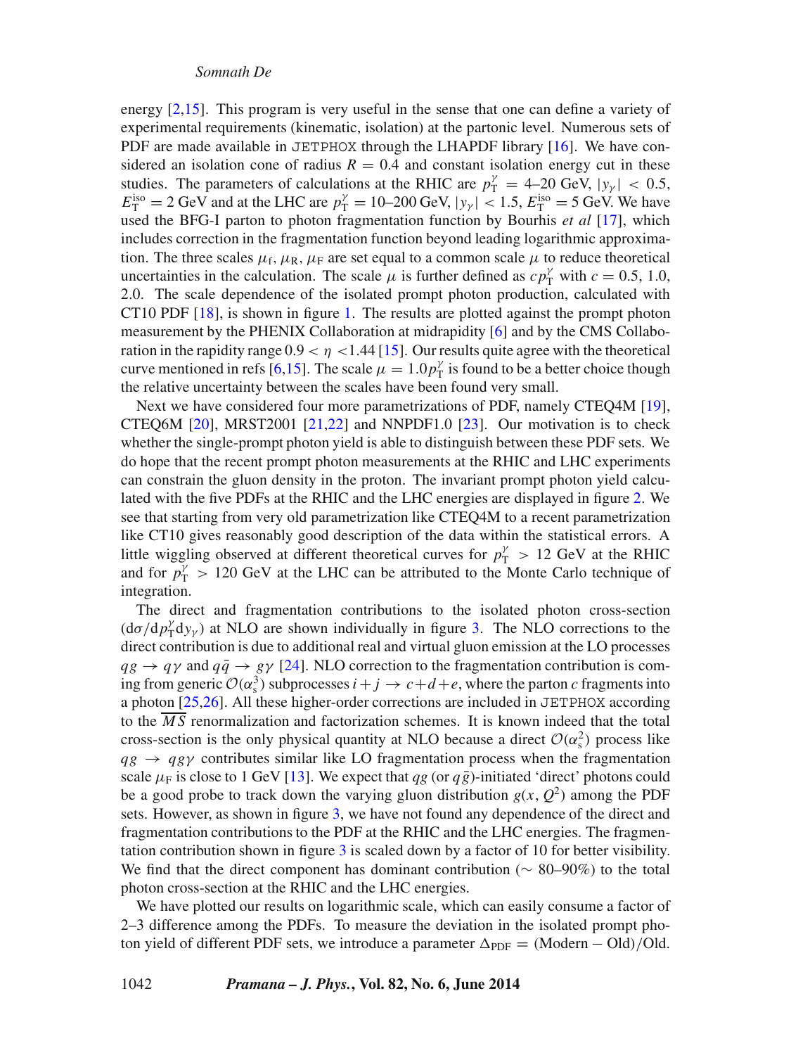energy [2,15]. This program is very useful in the sense that one can define a variety of experimental requirements (kinematic, isolation) at the partonic level. Numerous sets of PDF are made available in JETPHOX through the LHAPDF library [16]. We have considered an isolation cone of radius $R = 0.4$ and constant isolation energy cut in these studies. The parameters of calculations at the RHIC are $p_{\mathrm{T}}^{\gamma} = 4$–$20$ GeV, $|y_{\gamma}| < 0.5$, $E_{\mathrm{T}}^{\mathrm{iso}} = 2$ GeV and at the LHC are $p_{\mathrm{T}}^{\gamma} = 10$–$200$ GeV, $|y_{\gamma}| < 1.5$, $E_{\mathrm{T}}^{\mathrm{iso}} = 5$ GeV. We have used the BFG-I parton to photon fragmentation function by Bourhis *et al* [17], which includes correction in the fragmentation function beyond leading logarithmic approximation. The three scales $\mu_{\mathrm{f}}$, $\mu_{\mathrm{R}}$, $\mu_{\mathrm{F}}$ are set equal to a common scale $\mu$ to reduce theoretical uncertainties in the calculation. The scale $\mu$ is further defined as $cp_{\mathrm{T}}^{\gamma}$ with $c = 0.5$, 1.0, 2.0. The scale dependence of the isolated prompt photon production, calculated with CT10 PDF [18], is shown in figure 1. The results are plotted against the prompt photon measurement by the PHENIX Collaboration at midrapidity [6] and by the CMS Collaboration in the rapidity range $0.9 < \eta < 1.44$ [15]. Our results quite agree with the theoretical curve mentioned in refs [6,15]. The scale $\mu = 1.0p_{\mathrm{T}}^{\gamma}$ is found to be a better choice though the relative uncertainty between the scales have been found very small.

Next we have considered four more parametrizations of PDF, namely CTEQ4M [19], CTEQ6M [20], MRST2001 [21,22] and NNPDF1.0 [23]. Our motivation is to check whether the single-prompt photon yield is able to distinguish between these PDF sets. We do hope that the recent prompt photon measurements at the RHIC and LHC experiments can constrain the gluon density in the proton. The invariant prompt photon yield calculated with the five PDFs at the RHIC and the LHC energies are displayed in figure 2. We see that starting from very old parametrization like CTEQ4M to a recent parametrization like CT10 gives reasonably good description of the data within the statistical errors. A little wiggling observed at different theoretical curves for $p_{\mathrm{T}}^{\gamma} > 12$ GeV at the RHIC and for $p_{\mathrm{T}}^{\gamma} > 120$ GeV at the LHC can be attributed to the Monte Carlo technique of integration.

The direct and fragmentation contributions to the isolated photon cross-section $(\mathrm{d}\sigma/\mathrm{d}p_{\mathrm{T}}^{\gamma}\mathrm{d}y_{\gamma})$ at NLO are shown individually in figure 3. The NLO corrections to the direct contribution is due to additional real and virtual gluon emission at the LO processes $qg \rightarrow q\gamma$ and $q\bar{q} \rightarrow g\gamma$ [24]. NLO correction to the fragmentation contribution is coming from generic $\mathcal{O}(\alpha_{\mathrm{s}}^{3})$ subprocesses $i + j \rightarrow c + d + e$, where the parton $c$ fragments into a photon [25,26]. All these higher-order corrections are included in JETPHOX according to the $\overline{MS}$ renormalization and factorization schemes. It is known indeed that the total cross-section is the only physical quantity at NLO because a direct $\mathcal{O}(\alpha_{\mathrm{s}}^{2})$ process like $qg \rightarrow qg\gamma$ contributes similar like LO fragmentation process when the fragmentation scale $\mu_{\mathrm{F}}$ is close to 1 GeV [13]. We expect that $qg$ (or $q\bar{g}$)-initiated 'direct' photons could be a good probe to track down the varying gluon distribution $g(x, Q^{2})$ among the PDF sets. However, as shown in figure 3, we have not found any dependence of the direct and fragmentation contributions to the PDF at the RHIC and the LHC energies. The fragmentation contribution shown in figure 3 is scaled down by a factor of 10 for better visibility. We find that the direct component has dominant contribution ($\sim$ 80–90%) to the total photon cross-section at the RHIC and the LHC energies.

We have plotted our results on logarithmic scale, which can easily consume a factor of 2–3 difference among the PDFs. To measure the deviation in the isolated prompt photon yield of different PDF sets, we introduce a parameter $\Delta_{\mathrm{PDF}} = (\mathrm{Modern} - \mathrm{Old})/\mathrm{Old}$.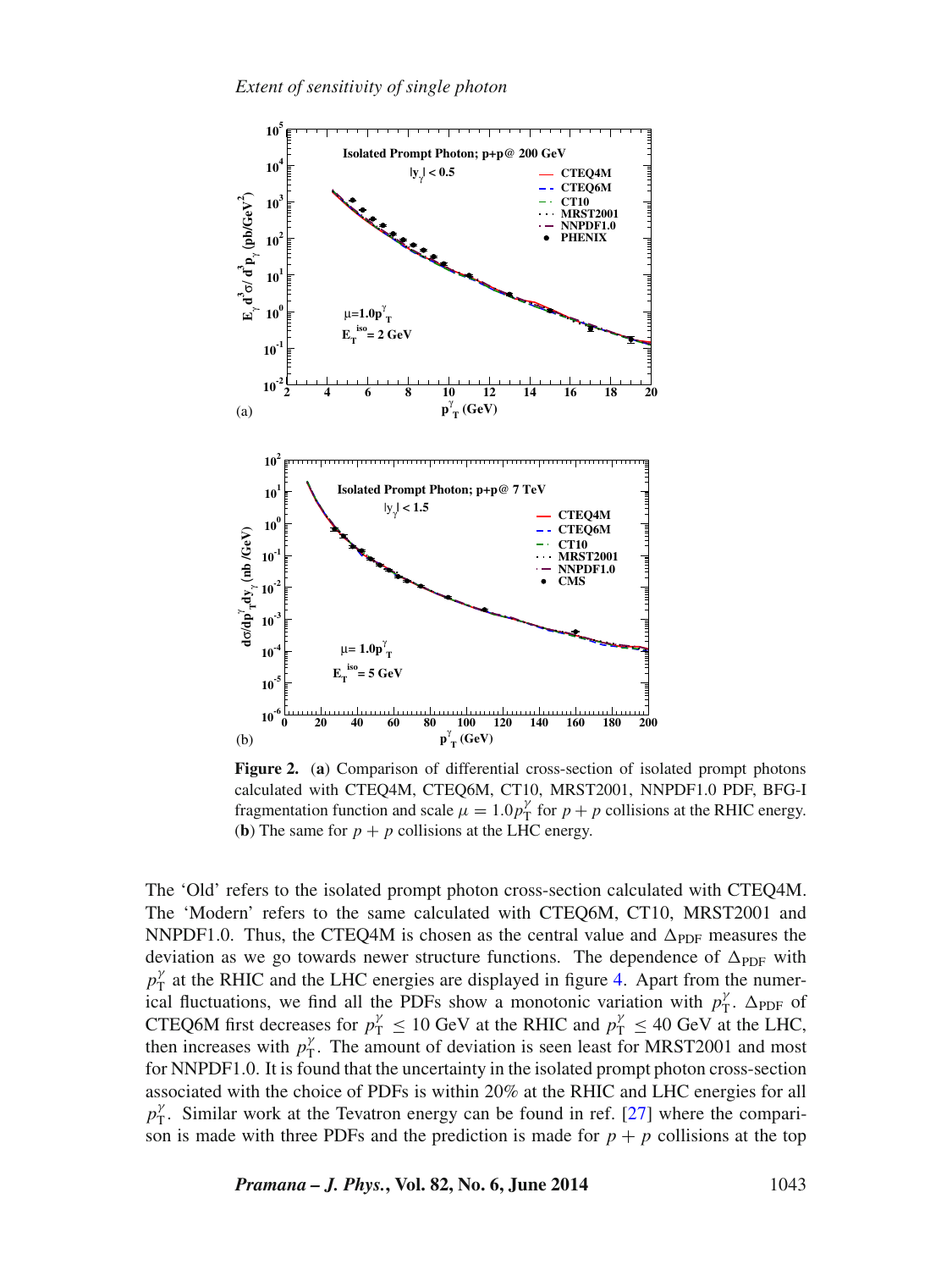**Figure 2.** (**a**) Comparison of differential cross-section of isolated prompt photons calculated with CTEQ4M, CTEQ6M, CT10, MRST2001, NNPDF1.0 PDF, BFG-I fragmentation function and scale $\mu = 1.0 p_{\mathrm{T}}^{\gamma}$ for $p + p$ collisions at the RHIC energy. (**b**) The same for $p + p$ collisions at the LHC energy.

The 'Old' refers to the isolated prompt photon cross-section calculated with CTEQ4M. The 'Modern' refers to the same calculated with CTEQ6M, CT10, MRST2001 and NNPDF1.0. Thus, the CTEQ4M is chosen as the central value and $\Delta_{\mathrm{PDF}}$ measures the deviation as we go towards newer structure functions. The dependence of $\Delta_{\mathrm{PDF}}$ with $p_{\mathrm{T}}^{\gamma}$ at the RHIC and the LHC energies are displayed in figure 4. Apart from the numerical fluctuations, we find all the PDFs show a monotonic variation with $p_{\mathrm{T}}^{\gamma}$. $\Delta_{\mathrm{PDF}}$ of CTEQ6M first decreases for $p_{\mathrm{T}}^{\gamma} \leq 10$ GeV at the RHIC and $p_{\mathrm{T}}^{\gamma} \leq 40$ GeV at the LHC, then increases with $p_{\mathrm{T}}^{\gamma}$. The amount of deviation is seen least for MRST2001 and most for NNPDF1.0. It is found that the uncertainty in the isolated prompt photon cross-section associated with the choice of PDFs is within 20% at the RHIC and LHC energies for all $p_{\mathrm{T}}^{\gamma}$. Similar work at the Tevatron energy can be found in ref. [27] where the comparison is made with three PDFs and the prediction is made for $p + p$ collisions at the top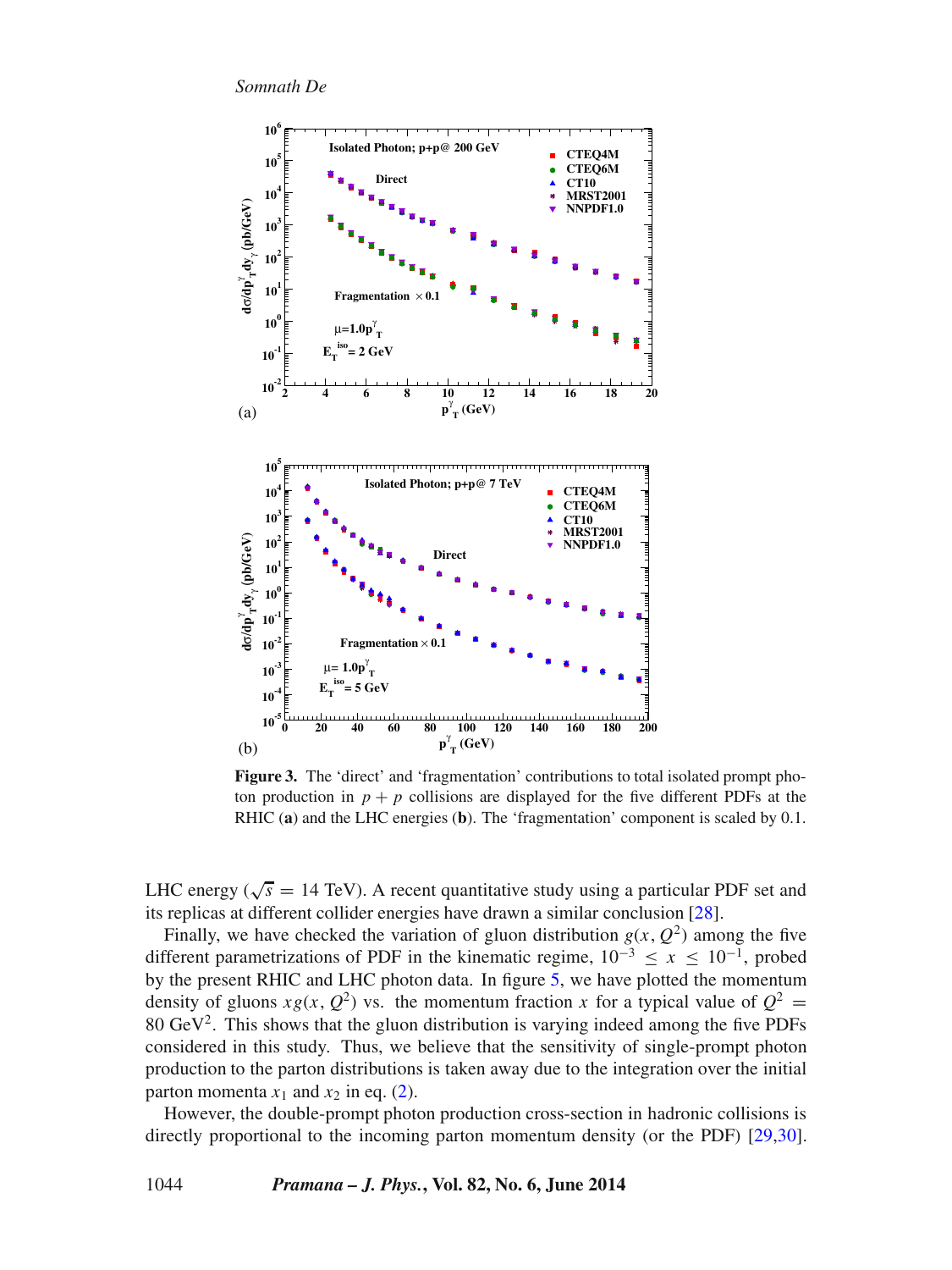**Figure 3.** The 'direct' and 'fragmentation' contributions to total isolated prompt photon production in $p + p$ collisions are displayed for the five different PDFs at the RHIC (**a**) and the LHC energies (**b**). The 'fragmentation' component is scaled by 0.1.

LHC energy ($\sqrt{s} = 14$ TeV). A recent quantitative study using a particular PDF set and its replicas at different collider energies have drawn a similar conclusion [28].

Finally, we have checked the variation of gluon distribution $g(x, Q^2)$ among the five different parametrizations of PDF in the kinematic regime, $10^{-3} \leq x \leq 10^{-1}$, probed by the present RHIC and LHC photon data. In figure 5, we have plotted the momentum density of gluons $xg(x, Q^2)$ vs. the momentum fraction $x$ for a typical value of $Q^2 = 80$ GeV$^2$. This shows that the gluon distribution is varying indeed among the five PDFs considered in this study. Thus, we believe that the sensitivity of single-prompt photon production to the parton distributions is taken away due to the integration over the initial parton momenta $x_1$ and $x_2$ in eq. (2).

However, the double-prompt photon production cross-section in hadronic collisions is directly proportional to the incoming parton momentum density (or the PDF) [29,30].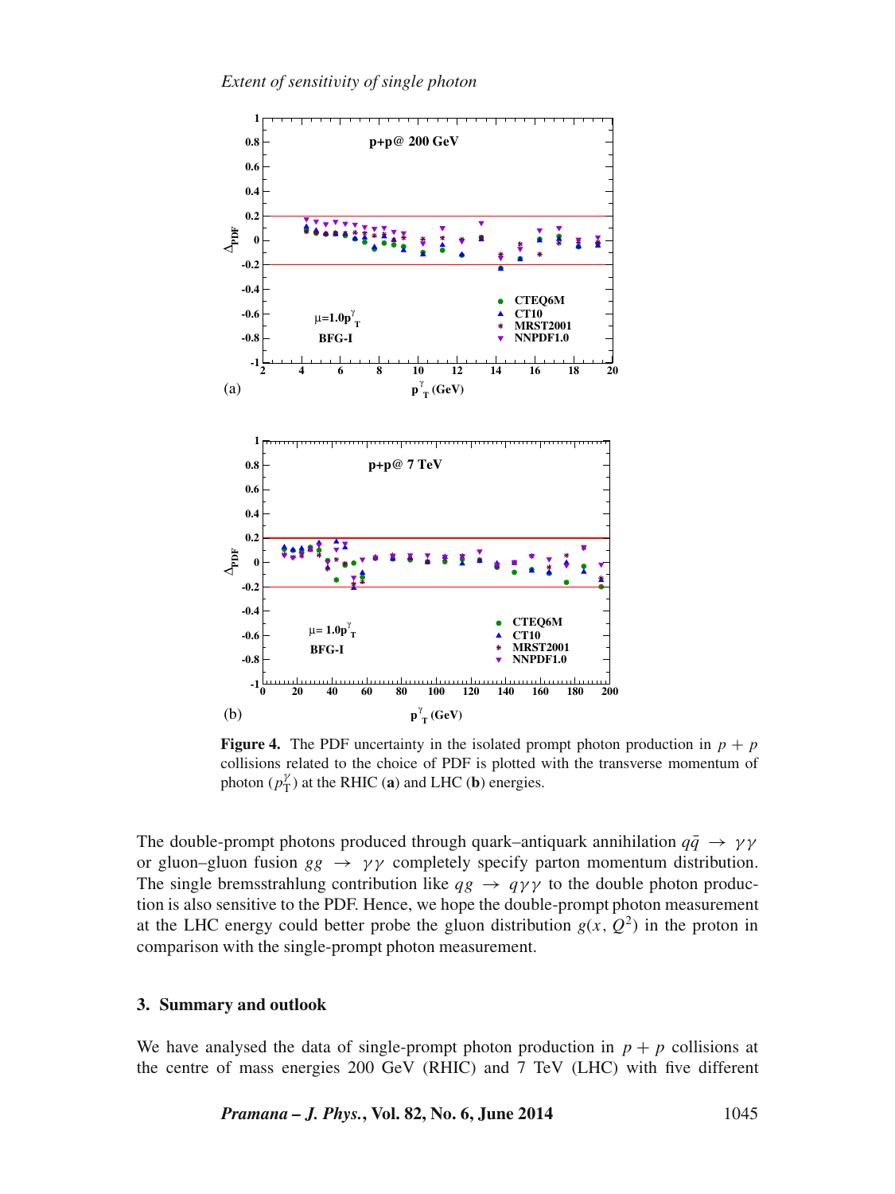**Figure 4.** The PDF uncertainty in the isolated prompt photon production in $p + p$ collisions related to the choice of PDF is plotted with the transverse momentum of photon ($p_{\mathrm{T}}^{\gamma}$) at the RHIC (**a**) and LHC (**b**) energies.

The double-prompt photons produced through quark–antiquark annihilation $q\bar{q} \rightarrow \gamma\gamma$ or gluon–gluon fusion $gg \rightarrow \gamma\gamma$ completely specify parton momentum distribution. The single bremsstrahlung contribution like $qg \rightarrow q\gamma\gamma$ to the double photon production is also sensitive to the PDF. Hence, we hope the double-prompt photon measurement at the LHC energy could better probe the gluon distribution $g(x, Q^2)$ in the proton in comparison with the single-prompt photon measurement.

### 3. Summary and outlook

We have analysed the data of single-prompt photon production in $p + p$ collisions at the centre of mass energies 200 GeV (RHIC) and 7 TeV (LHC) with five different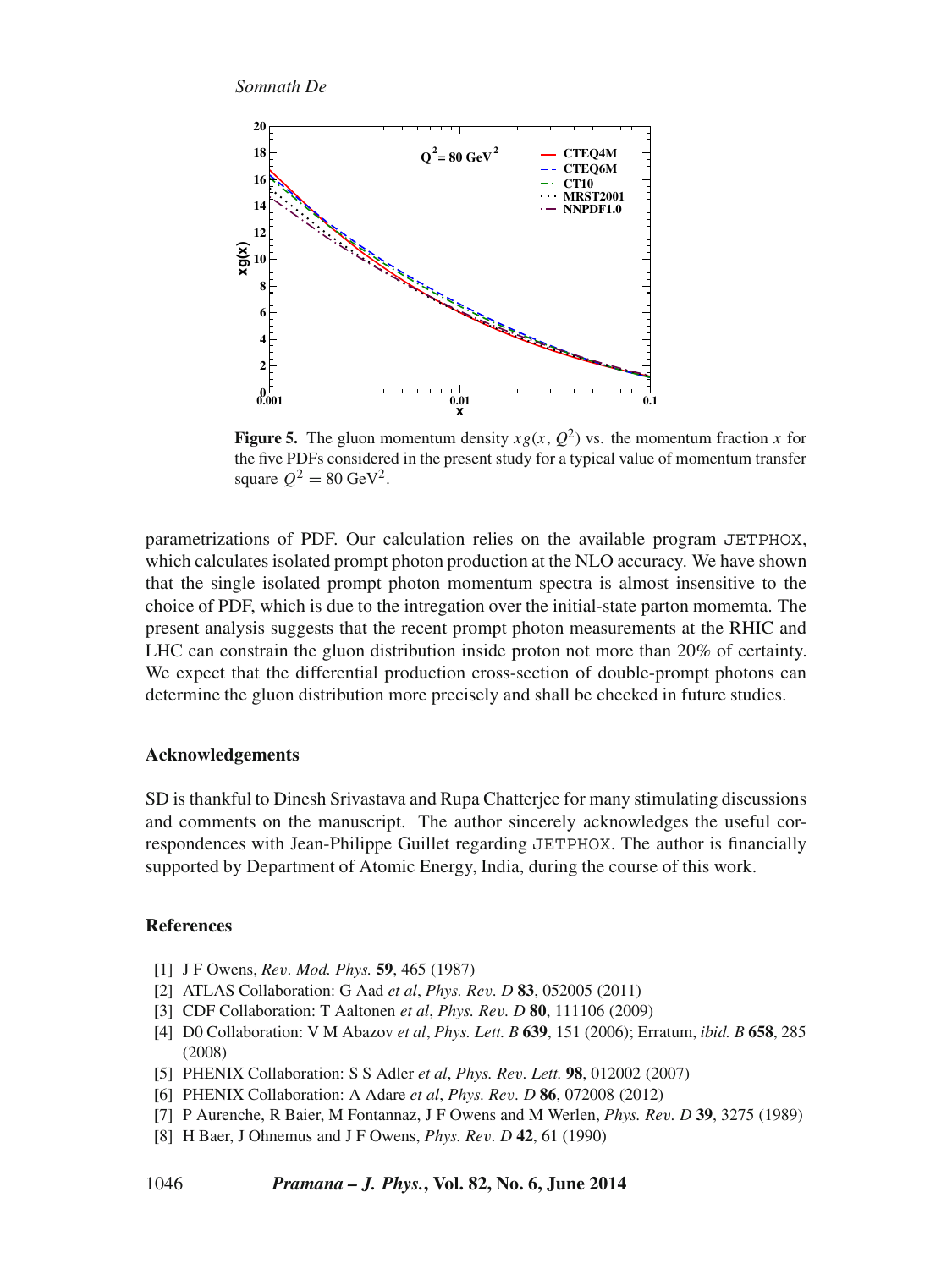**Figure 5.** The gluon momentum density $xg(x, Q^2)$ vs. the momentum fraction $x$ for the five PDFs considered in the present study for a typical value of momentum transfer square $Q^2 = 80$ GeV$^2$.

parametrizations of PDF. Our calculation relies on the available program JETPHOX, which calculates isolated prompt photon production at the NLO accuracy. We have shown that the single isolated prompt photon momentum spectra is almost insensitive to the choice of PDF, which is due to the intregation over the initial-state parton momemta. The present analysis suggests that the recent prompt photon measurements at the RHIC and LHC can constrain the gluon distribution inside proton not more than 20% of certainty. We expect that the differential production cross-section of double-prompt photons can determine the gluon distribution more precisely and shall be checked in future studies.

## Acknowledgements

SD is thankful to Dinesh Srivastava and Rupa Chatterjee for many stimulating discussions and comments on the manuscript. The author sincerely acknowledges the useful correspondences with Jean-Philippe Guillet regarding JETPHOX. The author is financially supported by Department of Atomic Energy, India, during the course of this work.

## References

[1] J F Owens, *Rev. Mod. Phys.* **59**, 465 (1987)

[2] ATLAS Collaboration: G Aad *et al*, *Phys. Rev. D* **83**, 052005 (2011)

[3] CDF Collaboration: T Aaltonen *et al*, *Phys. Rev. D* **80**, 111106 (2009)

[4] D0 Collaboration: V M Abazov *et al*, *Phys. Lett. B* **639**, 151 (2006); Erratum, *ibid. B* **658**, 285 (2008)

[5] PHENIX Collaboration: S S Adler *et al*, *Phys. Rev. Lett.* **98**, 012002 (2007)

[6] PHENIX Collaboration: A Adare *et al*, *Phys. Rev. D* **86**, 072008 (2012)

[7] P Aurenche, R Baier, M Fontannaz, J F Owens and M Werlen, *Phys. Rev. D* **39**, 3275 (1989)

[8] H Baer, J Ohnemus and J F Owens, *Phys. Rev. D* **42**, 61 (1990)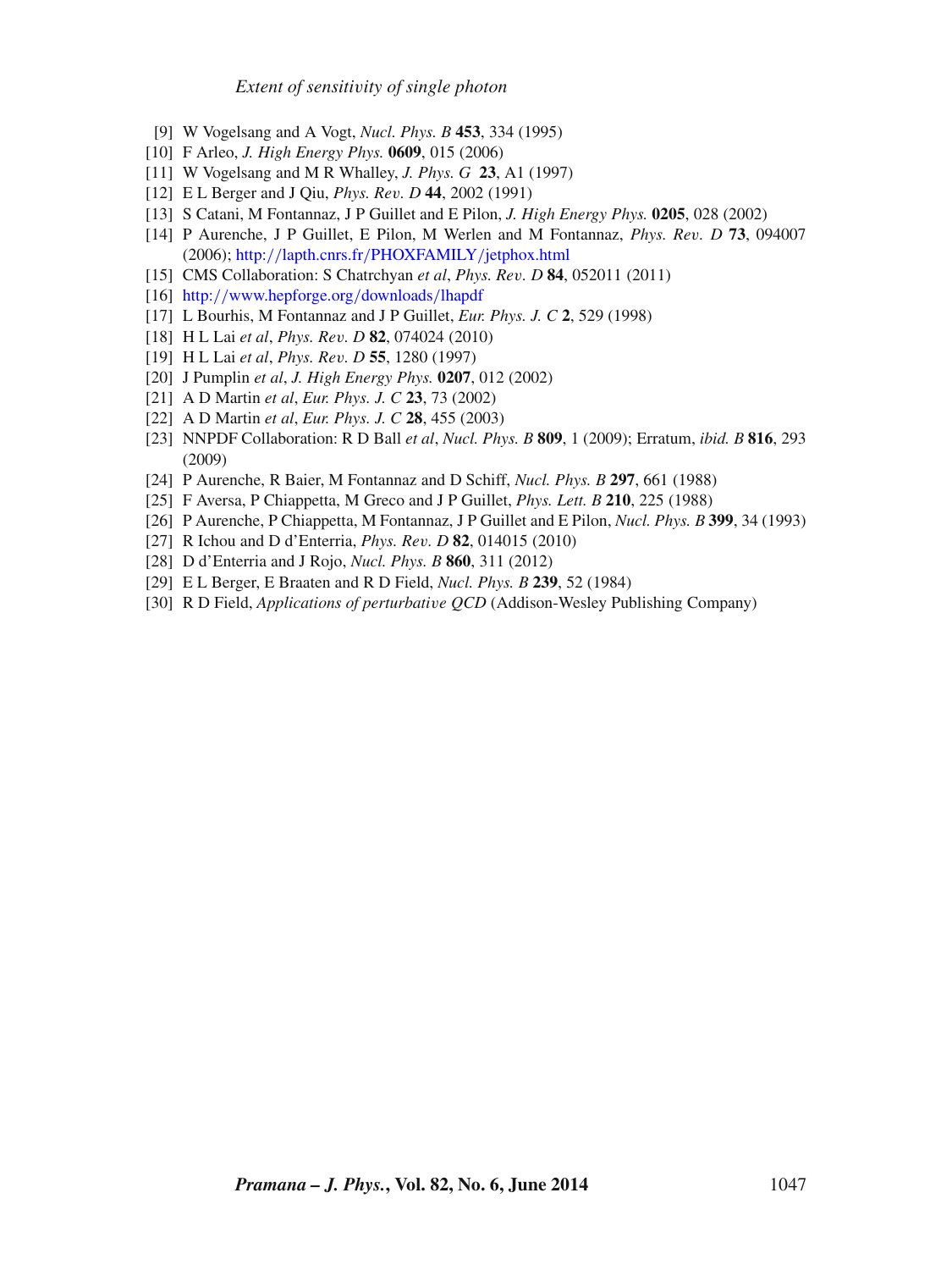[9] W Vogelsang and A Vogt, *Nucl. Phys. B* **453**, 334 (1995)

[10] F Arleo, *J. High Energy Phys.* **0609**, 015 (2006)

[11] W Vogelsang and M R Whalley, *J. Phys. G* **23**, A1 (1997)

[12] E L Berger and J Qiu, *Phys. Rev. D* **44**, 2002 (1991)

[13] S Catani, M Fontannaz, J P Guillet and E Pilon, *J. High Energy Phys.* **0205**, 028 (2002)

[14] P Aurenche, J P Guillet, E Pilon, M Werlen and M Fontannaz, *Phys. Rev. D* **73**, 094007 (2006); http://lapth.cnrs.fr/PHOXFAMILY/jetphox.html

[15] CMS Collaboration: S Chatrchyan *et al*, *Phys. Rev. D* **84**, 052011 (2011)

[16] http://www.hepforge.org/downloads/lhapdf

[17] L Bourhis, M Fontannaz and J P Guillet, *Eur. Phys. J. C* **2**, 529 (1998)

[18] H L Lai *et al*, *Phys. Rev. D* **82**, 074024 (2010)

[19] H L Lai *et al*, *Phys. Rev. D* **55**, 1280 (1997)

[20] J Pumplin *et al*, *J. High Energy Phys.* **0207**, 012 (2002)

[21] A D Martin *et al*, *Eur. Phys. J. C* **23**, 73 (2002)

[22] A D Martin *et al*, *Eur. Phys. J. C* **28**, 455 (2003)

[23] NNPDF Collaboration: R D Ball *et al*, *Nucl. Phys. B* **809**, 1 (2009); Erratum, *ibid. B* **816**, 293 (2009)

[24] P Aurenche, R Baier, M Fontannaz and D Schiff, *Nucl. Phys. B* **297**, 661 (1988)

[25] F Aversa, P Chiappetta, M Greco and J P Guillet, *Phys. Lett. B* **210**, 225 (1988)

[26] P Aurenche, P Chiappetta, M Fontannaz, J P Guillet and E Pilon, *Nucl. Phys. B* **399**, 34 (1993)

[27] R Ichou and D d'Enterria, *Phys. Rev. D* **82**, 014015 (2010)

[28] D d'Enterria and J Rojo, *Nucl. Phys. B* **860**, 311 (2012)

[29] E L Berger, E Braaten and R D Field, *Nucl. Phys. B* **239**, 52 (1984)

[30] R D Field, *Applications of perturbative QCD* (Addison-Wesley Publishing Company)